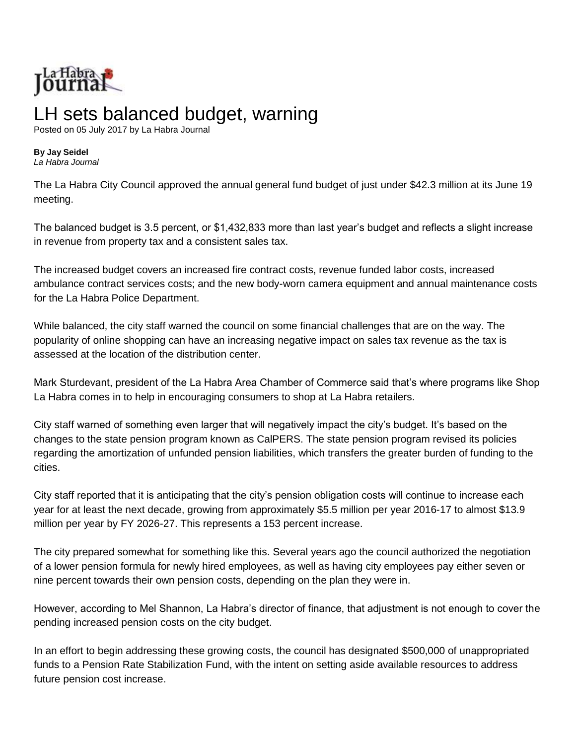La Habra Journal

# LH sets balanced budget, warning

Posted on 05 July 2017 by La Habra Journal

**By Jay Seidel**
*La Habra Journal*

The La Habra City Council approved the annual general fund budget of just under $42.3 million at its June 19 meeting.

The balanced budget is 3.5 percent, or $1,432,833 more than last year's budget and reflects a slight increase in revenue from property tax and a consistent sales tax.

The increased budget covers an increased fire contract costs, revenue funded labor costs, increased ambulance contract services costs; and the new body-worn camera equipment and annual maintenance costs for the La Habra Police Department.

While balanced, the city staff warned the council on some financial challenges that are on the way. The popularity of online shopping can have an increasing negative impact on sales tax revenue as the tax is assessed at the location of the distribution center.

Mark Sturdevant, president of the La Habra Area Chamber of Commerce said that's where programs like Shop La Habra comes in to help in encouraging consumers to shop at La Habra retailers.

City staff warned of something even larger that will negatively impact the city's budget. It's based on the changes to the state pension program known as CalPERS. The state pension program revised its policies regarding the amortization of unfunded pension liabilities, which transfers the greater burden of funding to the cities.

City staff reported that it is anticipating that the city's pension obligation costs will continue to increase each year for at least the next decade, growing from approximately $5.5 million per year 2016-17 to almost $13.9 million per year by FY 2026-27. This represents a 153 percent increase.

The city prepared somewhat for something like this. Several years ago the council authorized the negotiation of a lower pension formula for newly hired employees, as well as having city employees pay either seven or nine percent towards their own pension costs, depending on the plan they were in.

However, according to Mel Shannon, La Habra's director of finance, that adjustment is not enough to cover the pending increased pension costs on the city budget.

In an effort to begin addressing these growing costs, the council has designated $500,000 of unappropriated funds to a Pension Rate Stabilization Fund, with the intent on setting aside available resources to address future pension cost increase.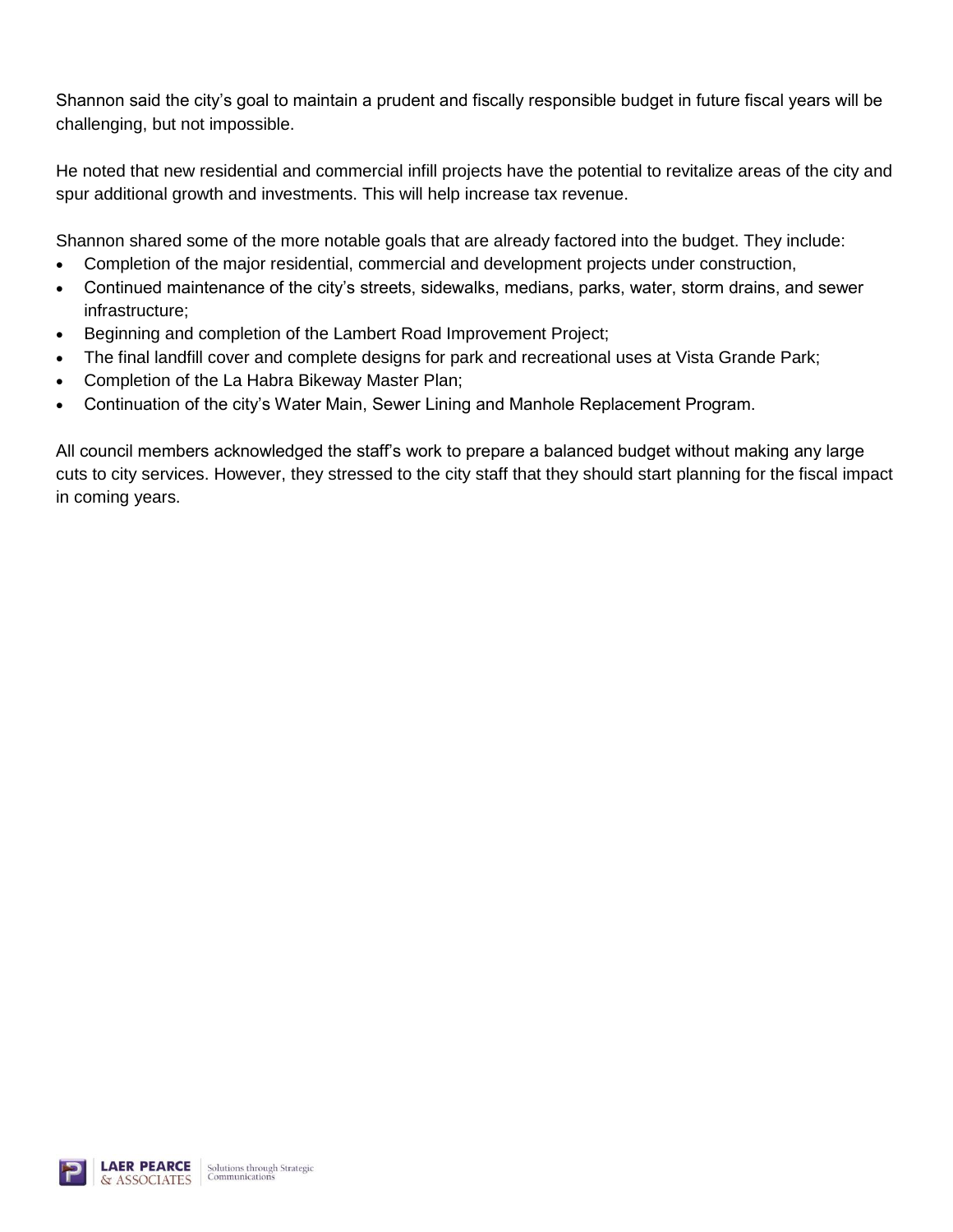Shannon said the city's goal to maintain a prudent and fiscally responsible budget in future fiscal years will be challenging, but not impossible.

He noted that new residential and commercial infill projects have the potential to revitalize areas of the city and spur additional growth and investments. This will help increase tax revenue.

Shannon shared some of the more notable goals that are already factored into the budget. They include:

- Completion of the major residential, commercial and development projects under construction,
- Continued maintenance of the city's streets, sidewalks, medians, parks, water, storm drains, and sewer infrastructure;
- Beginning and completion of the Lambert Road Improvement Project;
- The final landfill cover and complete designs for park and recreational uses at Vista Grande Park;
- Completion of the La Habra Bikeway Master Plan;
- Continuation of the city's Water Main, Sewer Lining and Manhole Replacement Program.

All council members acknowledged the staff's work to prepare a balanced budget without making any large cuts to city services. However, they stressed to the city staff that they should start planning for the fiscal impact in coming years.